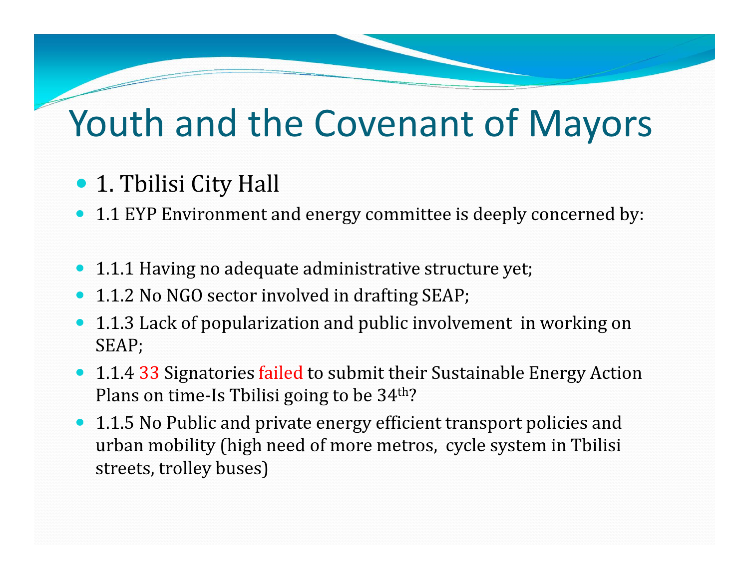# Youth and the Covenant of Mayors

- 1. Tbilisi City Hall
- 1.1 EYP Environment and energy committee is deeply concerned by:

- 1.1.1 Having no adequate administrative structure yet;
- 1.1.2 No NGO sector involved in drafting SEAP;
- 1.1.3 Lack of popularization and public involvement in working on SEAP;
- 1.1.4 33 Signatories failed to submit their Sustainable Energy Action Plans on time-Is Tbilisi going to be 34th?
- 1.1.5 No Public and private energy efficient transport policies and urban mobility (high need of more metros, cycle system in Tbilisi streets, trolley buses)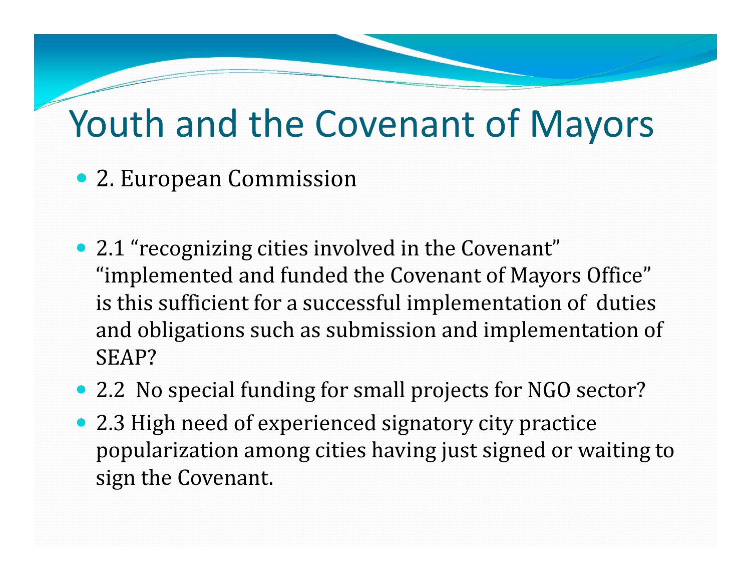# Youth and the Covenant of Mayors

- 2. European Commission

- 2.1 “recognizing cities involved in the Covenant” “implemented and funded the Covenant of Mayors Office” is this sufficient for a successful implementation of duties and obligations such as submission and implementation of SEAP?
- 2.2 No special funding for small projects for NGO sector?
- 2.3 High need of experienced signatory city practice popularization among cities having just signed or waiting to sign the Covenant.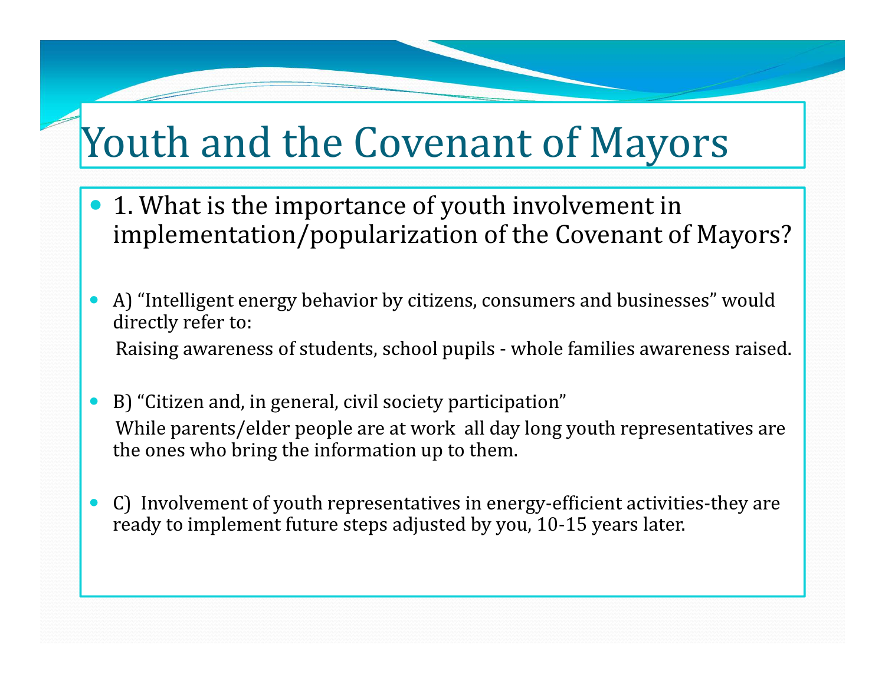# Youth and the Covenant of Mayors

- 1. What is the importance of youth involvement in implementation/popularization of the Covenant of Mayors?

- A) "Intelligent energy behavior by citizens, consumers and businesses" would directly refer to:

  Raising awareness of students, school pupils - whole families awareness raised.

- B) "Citizen and, in general, civil society participation"

  While parents/elder people are at work all day long youth representatives are the ones who bring the information up to them.

- C) Involvement of youth representatives in energy-efficient activities-they are ready to implement future steps adjusted by you, 10-15 years later.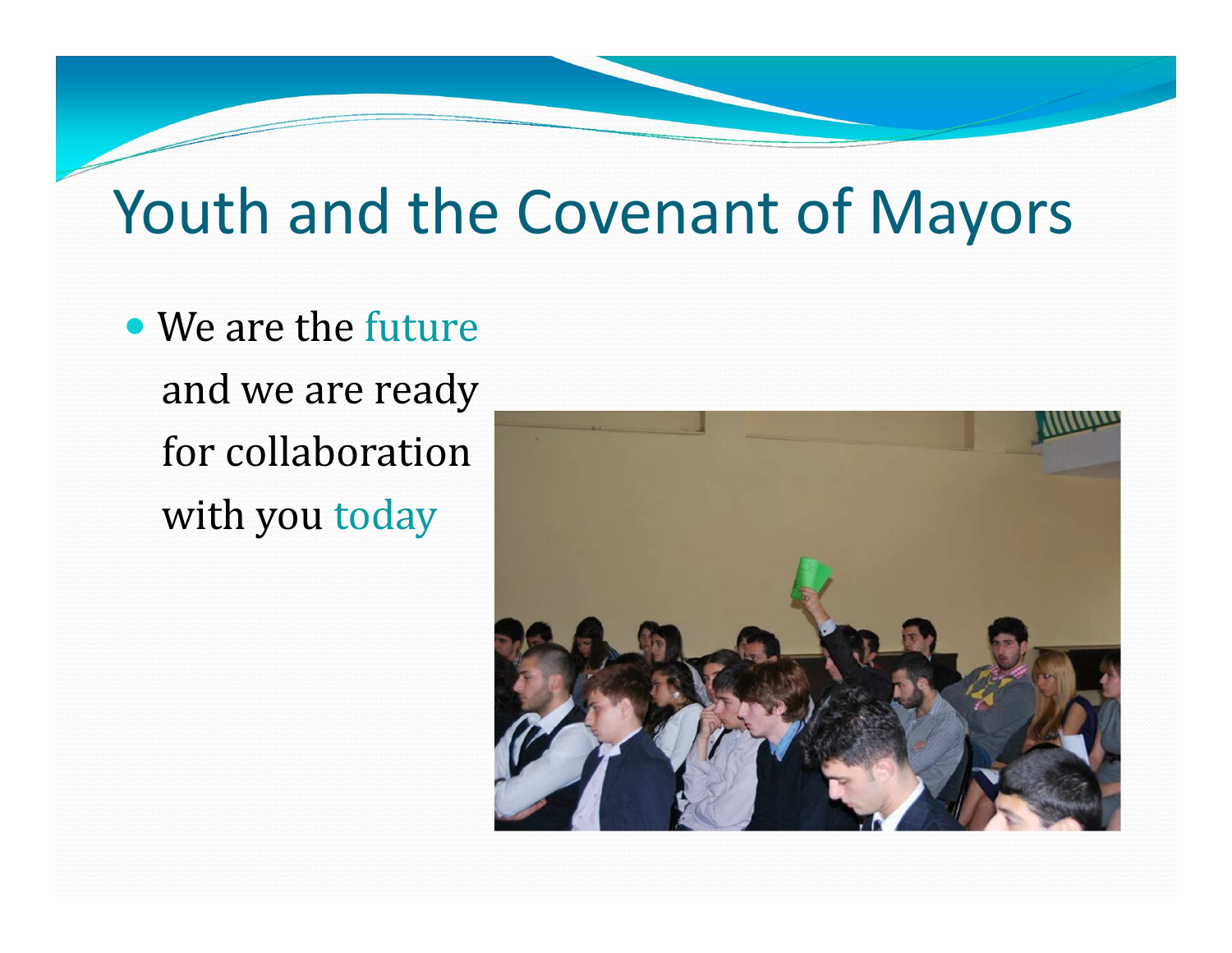# Youth and the Covenant of Mayors

- We are the future and we are ready for collaboration with you today